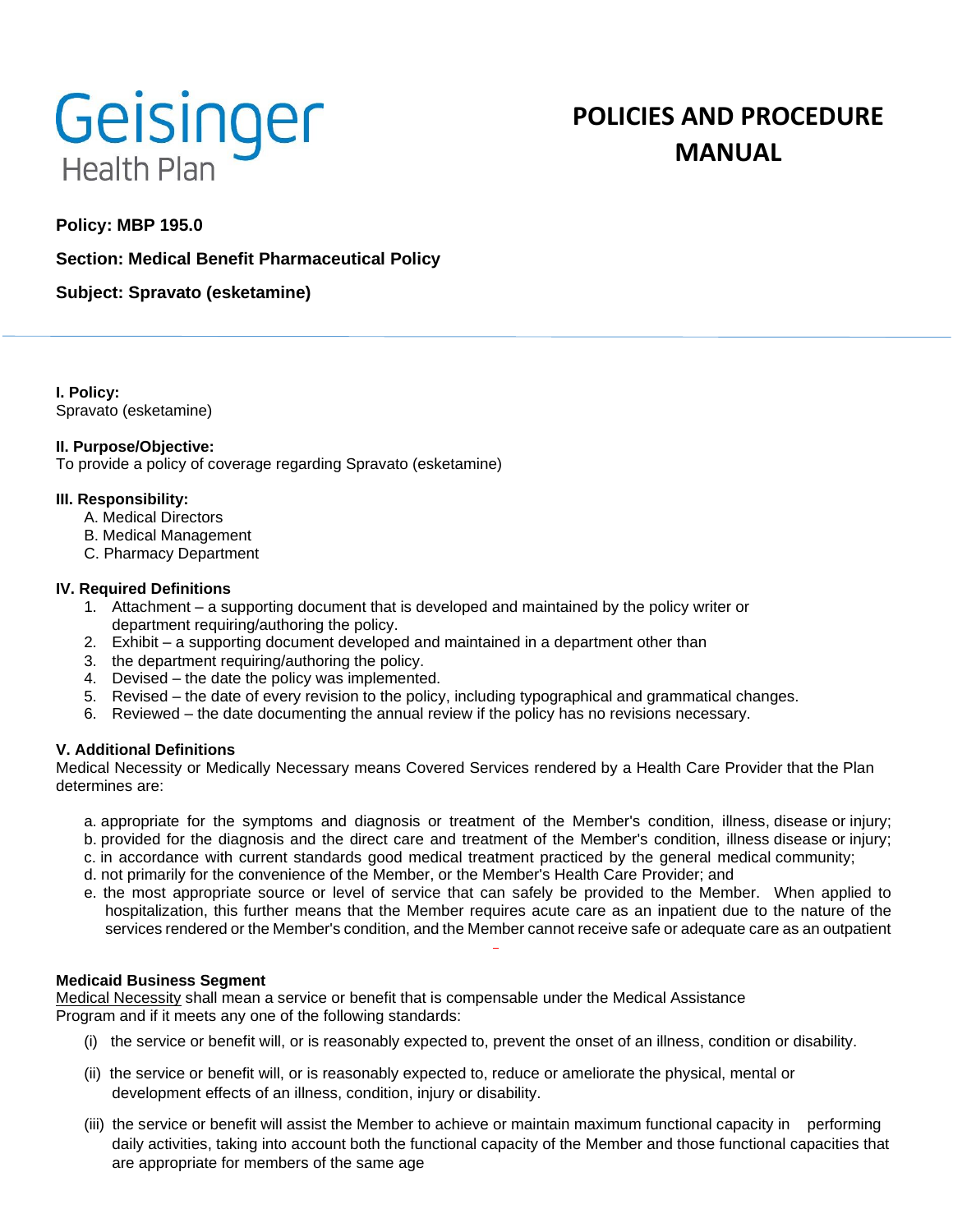Geisinger
Health Plan

# POLICIES AND PROCEDURE MANUAL

**Policy: MBP 195.0**

**Section: Medical Benefit Pharmaceutical Policy**

**Subject: Spravato (esketamine)**

---

**I. Policy:**
Spravato (esketamine)

**II. Purpose/Objective:**
To provide a policy of coverage regarding Spravato (esketamine)

**III. Responsibility:**

A. Medical Directors
B. Medical Management
C. Pharmacy Department

**IV. Required Definitions**

1. Attachment – a supporting document that is developed and maintained by the policy writer or department requiring/authoring the policy.
2. Exhibit – a supporting document developed and maintained in a department other than
3. the department requiring/authoring the policy.
4. Devised – the date the policy was implemented.
5. Revised – the date of every revision to the policy, including typographical and grammatical changes.
6. Reviewed – the date documenting the annual review if the policy has no revisions necessary.

**V. Additional Definitions**
Medical Necessity or Medically Necessary means Covered Services rendered by a Health Care Provider that the Plan determines are:

a. appropriate for the symptoms and diagnosis or treatment of the Member's condition, illness, disease or injury;
b. provided for the diagnosis and the direct care and treatment of the Member's condition, illness disease or injury;
c. in accordance with current standards good medical treatment practiced by the general medical community;
d. not primarily for the convenience of the Member, or the Member's Health Care Provider; and
e. the most appropriate source or level of service that can safely be provided to the Member. When applied to hospitalization, this further means that the Member requires acute care as an inpatient due to the nature of the services rendered or the Member's condition, and the Member cannot receive safe or adequate care as an outpatient

**Medicaid Business Segment**
Medical Necessity shall mean a service or benefit that is compensable under the Medical Assistance Program and if it meets any one of the following standards:

(i) the service or benefit will, or is reasonably expected to, prevent the onset of an illness, condition or disability.

(ii) the service or benefit will, or is reasonably expected to, reduce or ameliorate the physical, mental or development effects of an illness, condition, injury or disability.

(iii) the service or benefit will assist the Member to achieve or maintain maximum functional capacity in performing daily activities, taking into account both the functional capacity of the Member and those functional capacities that are appropriate for members of the same age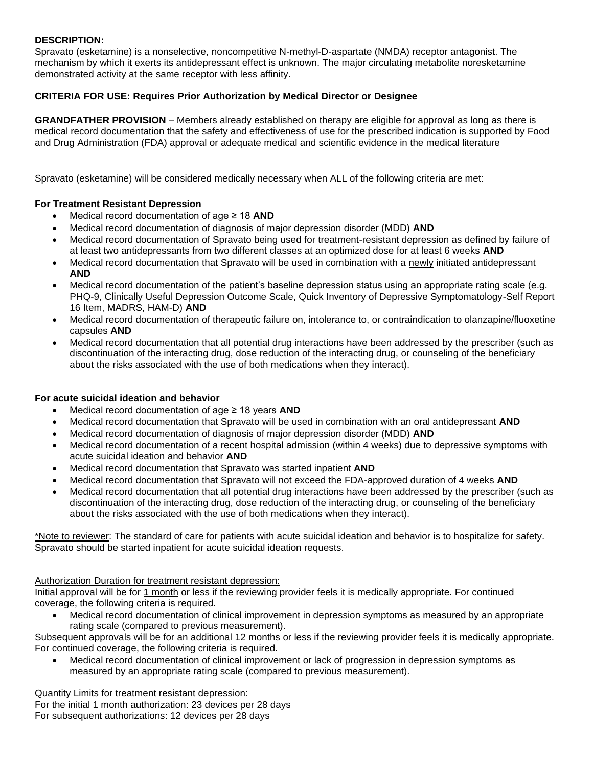**DESCRIPTION:**
Spravato (esketamine) is a nonselective, noncompetitive N-methyl-D-aspartate (NMDA) receptor antagonist. The mechanism by which it exerts its antidepressant effect is unknown. The major circulating metabolite noresketamine demonstrated activity at the same receptor with less affinity.

**CRITERIA FOR USE: Requires Prior Authorization by Medical Director or Designee**

**GRANDFATHER PROVISION** – Members already established on therapy are eligible for approval as long as there is medical record documentation that the safety and effectiveness of use for the prescribed indication is supported by Food and Drug Administration (FDA) approval or adequate medical and scientific evidence in the medical literature

Spravato (esketamine) will be considered medically necessary when ALL of the following criteria are met:

**For Treatment Resistant Depression**

- Medical record documentation of age ≥ 18 **AND**
- Medical record documentation of diagnosis of major depression disorder (MDD) **AND**
- Medical record documentation of Spravato being used for treatment-resistant depression as defined by <u>failure</u> of at least two antidepressants from two different classes at an optimized dose for at least 6 weeks **AND**
- Medical record documentation that Spravato will be used in combination with a <u>newly</u> initiated antidepressant **AND**
- Medical record documentation of the patient's baseline depression status using an appropriate rating scale (e.g. PHQ-9, Clinically Useful Depression Outcome Scale, Quick Inventory of Depressive Symptomatology-Self Report 16 Item, MADRS, HAM-D) **AND**
- Medical record documentation of therapeutic failure on, intolerance to, or contraindication to olanzapine/fluoxetine capsules **AND**
- Medical record documentation that all potential drug interactions have been addressed by the prescriber (such as discontinuation of the interacting drug, dose reduction of the interacting drug, or counseling of the beneficiary about the risks associated with the use of both medications when they interact).

**For acute suicidal ideation and behavior**

- Medical record documentation of age ≥ 18 years **AND**
- Medical record documentation that Spravato will be used in combination with an oral antidepressant **AND**
- Medical record documentation of diagnosis of major depression disorder (MDD) **AND**
- Medical record documentation of a recent hospital admission (within 4 weeks) due to depressive symptoms with acute suicidal ideation and behavior **AND**
- Medical record documentation that Spravato was started inpatient **AND**
- Medical record documentation that Spravato will not exceed the FDA-approved duration of 4 weeks **AND**
- Medical record documentation that all potential drug interactions have been addressed by the prescriber (such as discontinuation of the interacting drug, dose reduction of the interacting drug, or counseling of the beneficiary about the risks associated with the use of both medications when they interact).

<u>*Note to reviewer</u>: The standard of care for patients with acute suicidal ideation and behavior is to hospitalize for safety. Spravato should be started inpatient for acute suicidal ideation requests.

<u>Authorization Duration for treatment resistant depression:</u>
Initial approval will be for <u>1 month</u> or less if the reviewing provider feels it is medically appropriate. For continued coverage, the following criteria is required.

- Medical record documentation of clinical improvement in depression symptoms as measured by an appropriate rating scale (compared to previous measurement).

Subsequent approvals will be for an additional <u>12 months</u> or less if the reviewing provider feels it is medically appropriate. For continued coverage, the following criteria is required.

- Medical record documentation of clinical improvement or lack of progression in depression symptoms as measured by an appropriate rating scale (compared to previous measurement).

<u>Quantity Limits for treatment resistant depression:</u>
For the initial 1 month authorization: 23 devices per 28 days
For subsequent authorizations: 12 devices per 28 days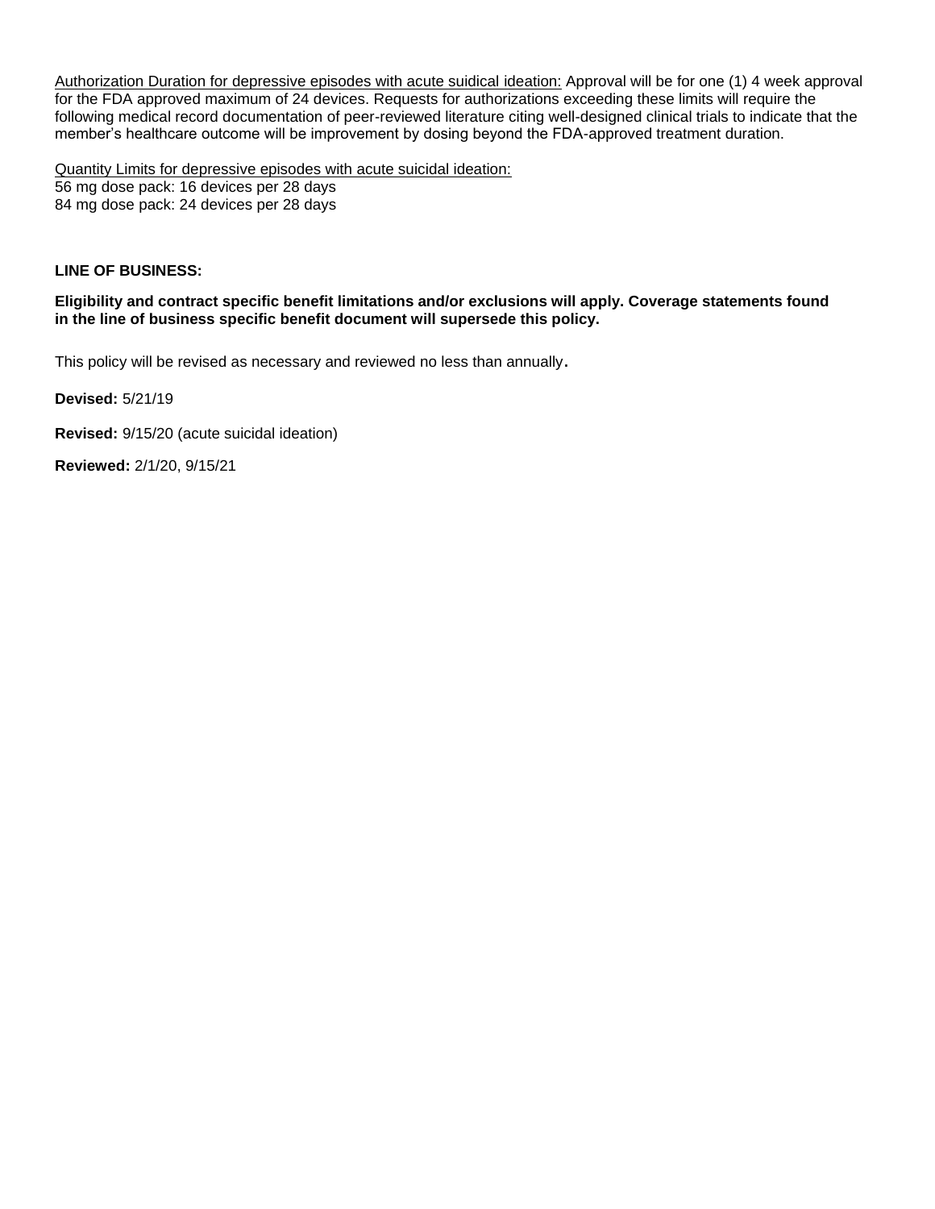Authorization Duration for depressive episodes with acute suidical ideation: Approval will be for one (1) 4 week approval for the FDA approved maximum of 24 devices. Requests for authorizations exceeding these limits will require the following medical record documentation of peer-reviewed literature citing well-designed clinical trials to indicate that the member's healthcare outcome will be improvement by dosing beyond the FDA-approved treatment duration.

Quantity Limits for depressive episodes with acute suicidal ideation:
56 mg dose pack: 16 devices per 28 days
84 mg dose pack: 24 devices per 28 days

**LINE OF BUSINESS:**

**Eligibility and contract specific benefit limitations and/or exclusions will apply. Coverage statements found in the line of business specific benefit document will supersede this policy.**

This policy will be revised as necessary and reviewed no less than annually.

**Devised:** 5/21/19

**Revised:** 9/15/20 (acute suicidal ideation)

**Reviewed:** 2/1/20, 9/15/21